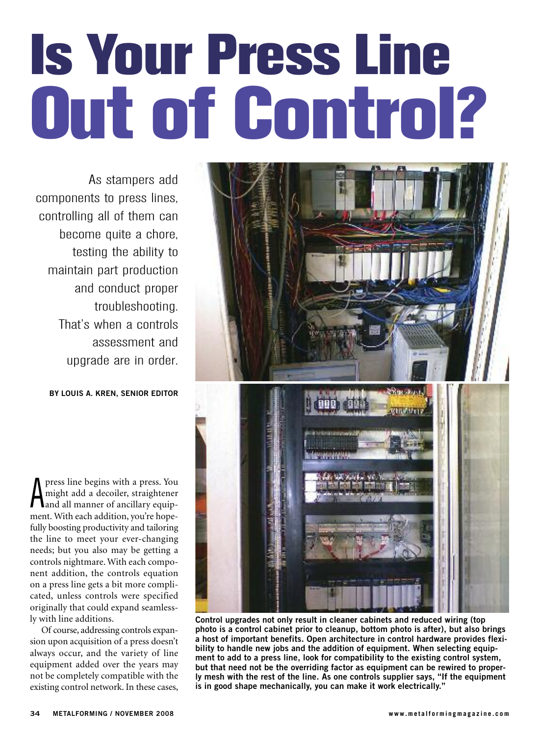# Is Your Press Line Out of Control?

As stampers add components to press lines, controlling all of them can become quite a chore, testing the ability to maintain part production and conduct proper troubleshooting. That's when a controls assessment and upgrade are in order.

**BY LOUIS A. KREN, SENIOR EDITOR**

A press line begins with a press. You might add a decoiler, straightener and all manner of ancillary equipment. With each addition, you're hopefully boosting productivity and tailoring the line to meet your ever-changing needs; but you also may be getting a controls nightmare. With each component addition, the controls equation on a press line gets a bit more complicated, unless controls were specified originally that could expand seamlessly with line additions.

Of course, addressing controls expansion upon acquisition of a press doesn't always occur, and the variety of line equipment added over the years may not be completely compatible with the existing control network. In these cases,

**Control upgrades not only result in cleaner cabinets and reduced wiring (top photo is a control cabinet prior to cleanup, bottom photo is after), but also brings a host of important benefits. Open architecture in control hardware provides flexibility to handle new jobs and the addition of equipment. When selecting equipment to add to a press line, look for compatibility to the existing control system, but that need not be the overriding factor as equipment can be rewired to properly mesh with the rest of the line. As one controls supplier says, "If the equipment is in good shape mechanically, you can make it work electrically."**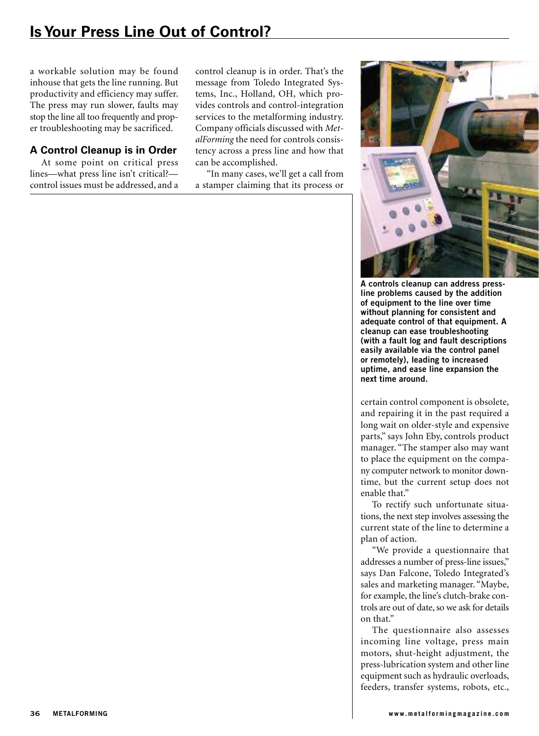a workable solution may be found inhouse that gets the line running. But productivity and efficiency may suffer. The press may run slower, faults may stop the line all too frequently and proper troubleshooting may be sacrificed.

## A Control Cleanup is in Order

At some point on critical press lines—what press line isn't critical?—control issues must be addressed, and a control cleanup is in order. That's the message from Toledo Integrated Systems, Inc., Holland, OH, which provides controls and control-integration services to the metalforming industry. Company officials discussed with *MetalForming* the need for controls consistency across a press line and how that can be accomplished.

"In many cases, we'll get a call from a stamper claiming that its process or certain control component is obsolete, and repairing it in the past required a long wait on older-style and expensive parts," says John Eby, controls product manager. "The stamper also may want to place the equipment on the company computer network to monitor downtime, but the current setup does not enable that."

**A controls cleanup can address press-line problems caused by the addition of equipment to the line over time without planning for consistent and adequate control of that equipment. A cleanup can ease troubleshooting (with a fault log and fault descriptions easily available via the control panel or remotely), leading to increased uptime, and ease line expansion the next time around.**

To rectify such unfortunate situations, the next step involves assessing the current state of the line to determine a plan of action.

"We provide a questionnaire that addresses a number of press-line issues," says Dan Falcone, Toledo Integrated's sales and marketing manager. "Maybe, for example, the line's clutch-brake controls are out of date, so we ask for details on that."

The questionnaire also assesses incoming line voltage, press main motors, shut-height adjustment, the press-lubrication system and other line equipment such as hydraulic overloads, feeders, transfer systems, robots, etc.,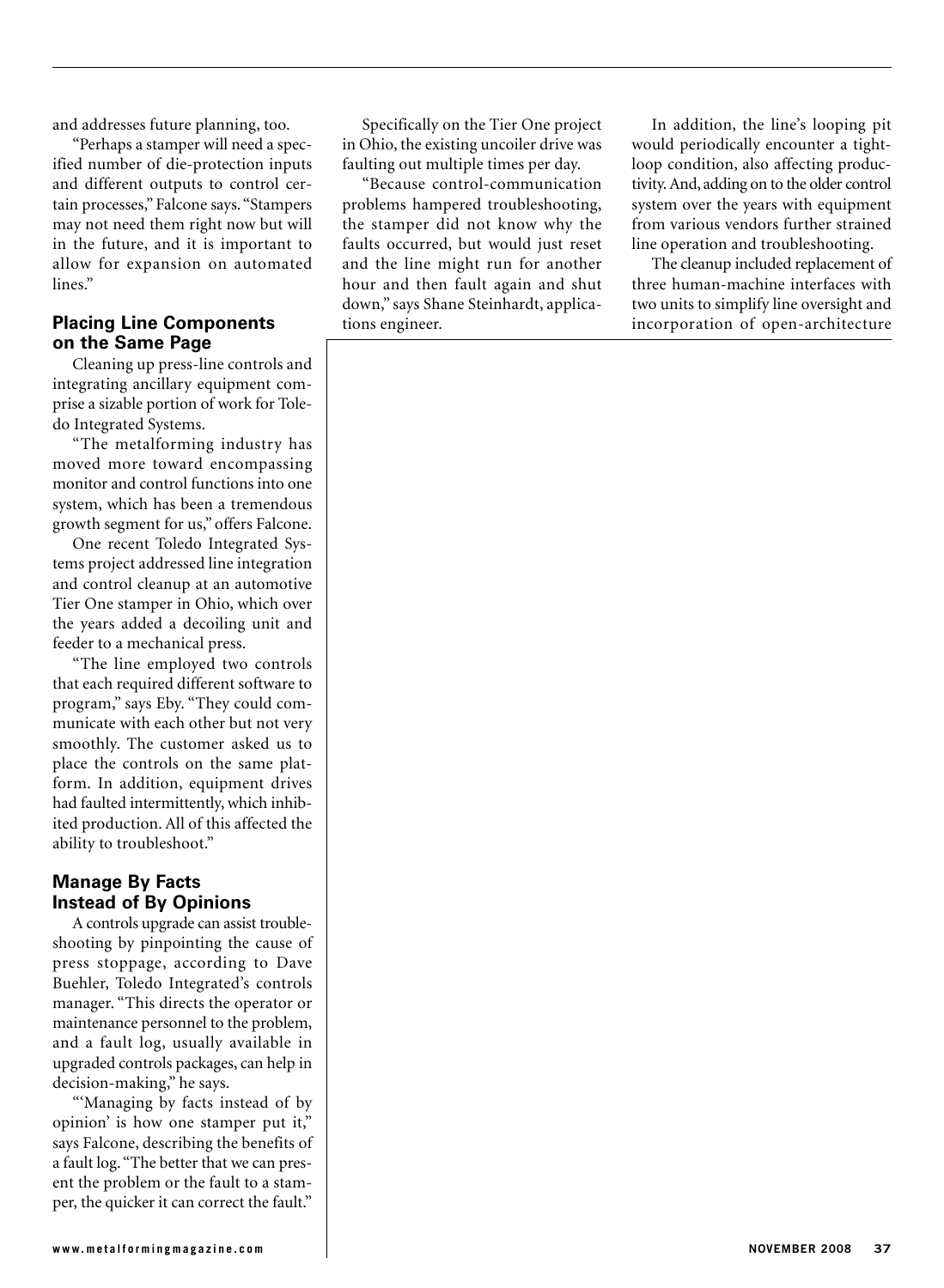and addresses future planning, too.

"Perhaps a stamper will need a specified number of die-protection inputs and different outputs to control certain processes," Falcone says. "Stampers may not need them right now but will in the future, and it is important to allow for expansion on automated lines."

## Placing Line Components on the Same Page

Cleaning up press-line controls and integrating ancillary equipment comprise a sizable portion of work for Toledo Integrated Systems.

"The metalforming industry has moved more toward encompassing monitor and control functions into one system, which has been a tremendous growth segment for us," offers Falcone.

One recent Toledo Integrated Systems project addressed line integration and control cleanup at an automotive Tier One stamper in Ohio, which over the years added a decoiling unit and feeder to a mechanical press.

"The line employed two controls that each required different software to program," says Eby. "They could communicate with each other but not very smoothly. The customer asked us to place the controls on the same platform. In addition, equipment drives had faulted intermittently, which inhibited production. All of this affected the ability to troubleshoot."

## Manage By Facts Instead of By Opinions

A controls upgrade can assist troubleshooting by pinpointing the cause of press stoppage, according to Dave Buehler, Toledo Integrated's controls manager. "This directs the operator or maintenance personnel to the problem, and a fault log, usually available in upgraded controls packages, can help in decision-making," he says.

"'Managing by facts instead of by opinion' is how one stamper put it," says Falcone, describing the benefits of a fault log. "The better that we can present the problem or the fault to a stamper, the quicker it can correct the fault."

Specifically on the Tier One project in Ohio, the existing uncoiler drive was faulting out multiple times per day.

"Because control-communication problems hampered troubleshooting, the stamper did not know why the faults occurred, but would just reset and the line might run for another hour and then fault again and shut down," says Shane Steinhardt, applications engineer.

In addition, the line's looping pit would periodically encounter a tight-loop condition, also affecting productivity. And, adding on to the older control system over the years with equipment from various vendors further strained line operation and troubleshooting.

The cleanup included replacement of three human-machine interfaces with two units to simplify line oversight and incorporation of open-architecture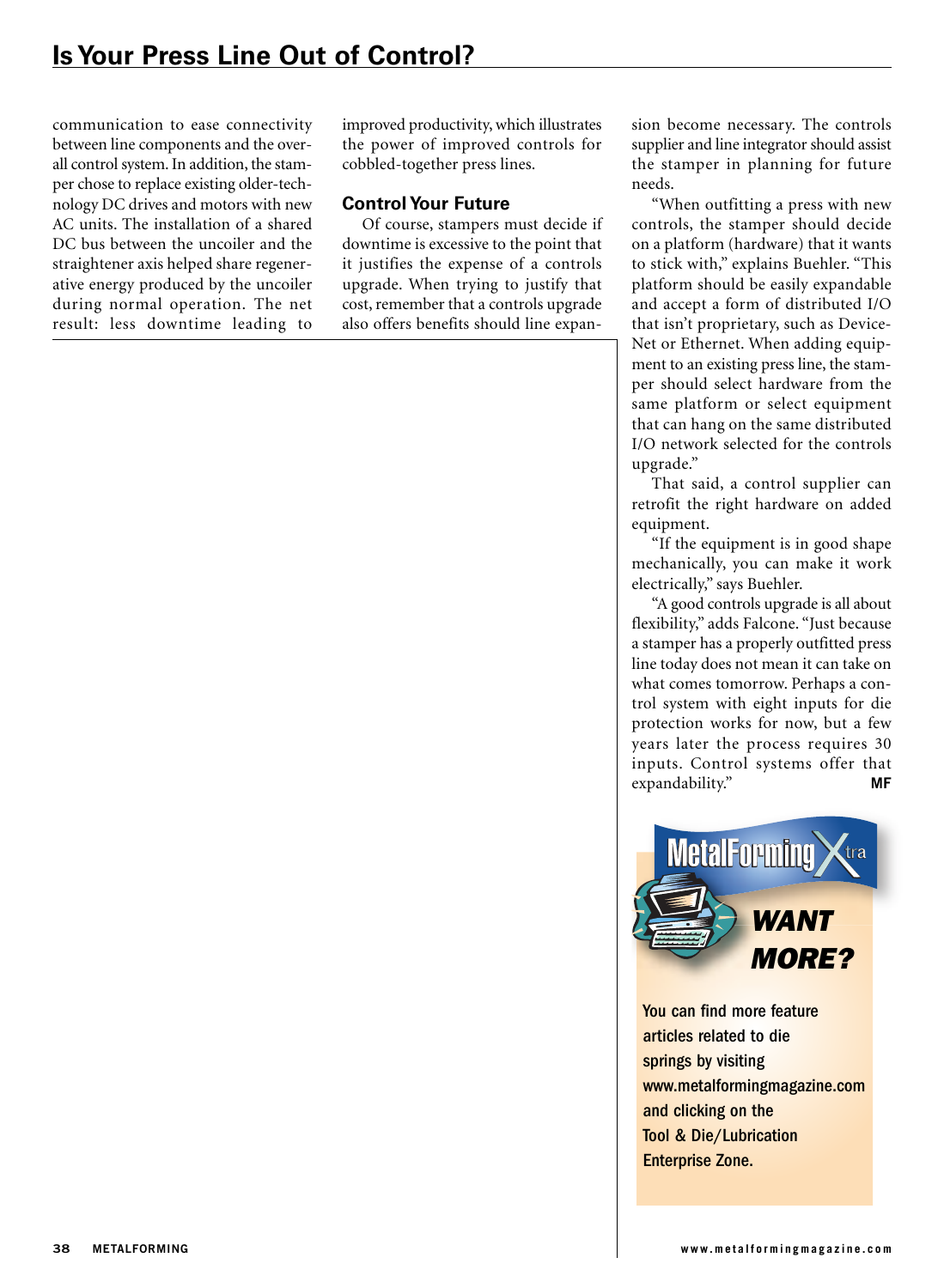communication to ease connectivity between line components and the overall control system. In addition, the stamper chose to replace existing older-technology DC drives and motors with new AC units. The installation of a shared DC bus between the uncoiler and the straightener axis helped share regenerative energy produced by the uncoiler during normal operation. The net result: less downtime leading to improved productivity, which illustrates the power of improved controls for cobbled-together press lines.

## Control Your Future

Of course, stampers must decide if downtime is excessive to the point that it justifies the expense of a controls upgrade. When trying to justify that cost, remember that a controls upgrade also offers benefits should line expansion become necessary. The controls supplier and line integrator should assist the stamper in planning for future needs.

"When outfitting a press with new controls, the stamper should decide on a platform (hardware) that it wants to stick with," explains Buehler. "This platform should be easily expandable and accept a form of distributed I/O that isn't proprietary, such as DeviceNet or Ethernet. When adding equipment to an existing press line, the stamper should select hardware from the same platform or select equipment that can hang on the same distributed I/O network selected for the controls upgrade."

That said, a control supplier can retrofit the right hardware on added equipment.

"If the equipment is in good shape mechanically, you can make it work electrically," says Buehler.

"A good controls upgrade is all about flexibility," adds Falcone. "Just because a stamper has a properly outfitted press line today does not mean it can take on what comes tomorrow. Perhaps a control system with eight inputs for die protection works for now, but a few years later the process requires 30 inputs. Control systems offer that expandability." **MF**

MetalForming Xtra

***WANT MORE?***

**You can find more feature articles related to die springs by visiting www.metalformingmagazine.com and clicking on the Tool & Die/Lubrication Enterprise Zone.**